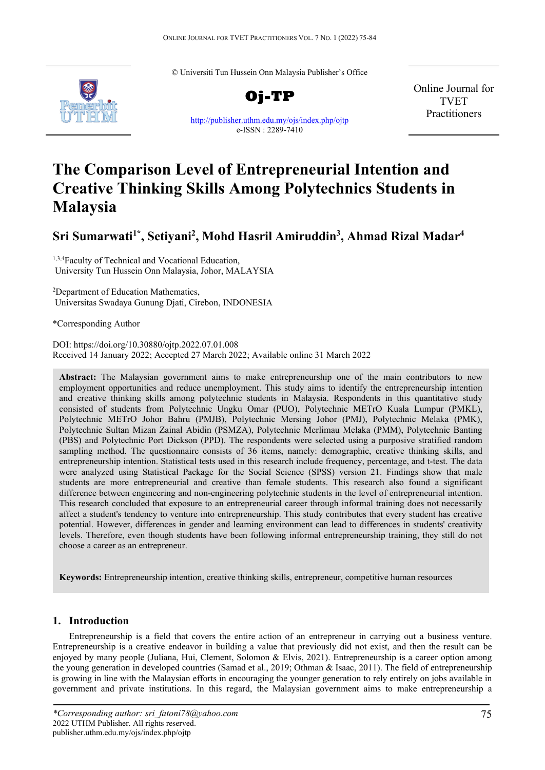© Universiti Tun Hussein Onn Malaysia Publisher's Office

**Oj-TP**

http://publisher.uthm.edu.my/ojs/index.php/ojtp

e-ISSN : 2289-7410

Online Journal for TVET Practitioners

# The Comparison Level of Entrepreneurial Intention and Creative Thinking Skills Among Polytechnics Students in Malaysia

**Sri Sumarwati[1*], Setiyani[2], Mohd Hasril Amiruddin[3], Ahmad Rizal Madar[4]**

[1,3,4]Faculty of Technical and Vocational Education, University Tun Hussein Onn Malaysia, Johor, MALAYSIA

[2]Department of Education Mathematics, Universitas Swadaya Gunung Djati, Cirebon, INDONESIA

*Corresponding Author

DOI: https://doi.org/10.30880/ojtp.2022.07.01.008

Received 14 January 2022; Accepted 27 March 2022; Available online 31 March 2022

**Abstract:** The Malaysian government aims to make entrepreneurship one of the main contributors to new employment opportunities and reduce unemployment. This study aims to identify the entrepreneurship intention and creative thinking skills among polytechnic students in Malaysia. Respondents in this quantitative study consisted of students from Polytechnic Ungku Omar (PUO), Polytechnic METrO Kuala Lumpur (PMKL), Polytechnic METrO Johor Bahru (PMJB), Polytechnic Mersing Johor (PMJ), Polytechnic Melaka (PMK), Polytechnic Sultan Mizan Zainal Abidin (PSMZA), Polytechnic Merlimau Melaka (PMM), Polytechnic Banting (PBS) and Polytechnic Port Dickson (PPD). The respondents were selected using a purposive stratified random sampling method. The questionnaire consists of 36 items, namely: demographic, creative thinking skills, and entrepreneurship intention. Statistical tests used in this research include frequency, percentage, and t-test. The data were analyzed using Statistical Package for the Social Science (SPSS) version 21. Findings show that male students are more entrepreneurial and creative than female students. This research also found a significant difference between engineering and non-engineering polytechnic students in the level of entrepreneurial intention. This research concluded that exposure to an entrepreneurial career through informal training does not necessarily affect a student's tendency to venture into entrepreneurship. This study contributes that every student has creative potential. However, differences in gender and learning environment can lead to differences in students' creativity levels. Therefore, even though students have been following informal entrepreneurship training, they still do not choose a career as an entrepreneur.

**Keywords:** Entrepreneurship intention, creative thinking skills, entrepreneur, competitive human resources

## 1. Introduction

Entrepreneurship is a field that covers the entire action of an entrepreneur in carrying out a business venture. Entrepreneurship is a creative endeavor in building a value that previously did not exist, and then the result can be enjoyed by many people (Juliana, Hui, Clement, Solomon & Elvis, 2021). Entrepreneurship is a career option among the young generation in developed countries (Samad et al., 2019; Othman & Isaac, 2011). The field of entrepreneurship is growing in line with the Malaysian efforts in encouraging the younger generation to rely entirely on jobs available in government and private institutions. In this regard, the Malaysian government aims to make entrepreneurship a

*\*Corresponding author: sri_fatoni78@yahoo.com*
2022 UTHM Publisher. All rights reserved.
publisher.uthm.edu.my/ojs/index.php/ojtp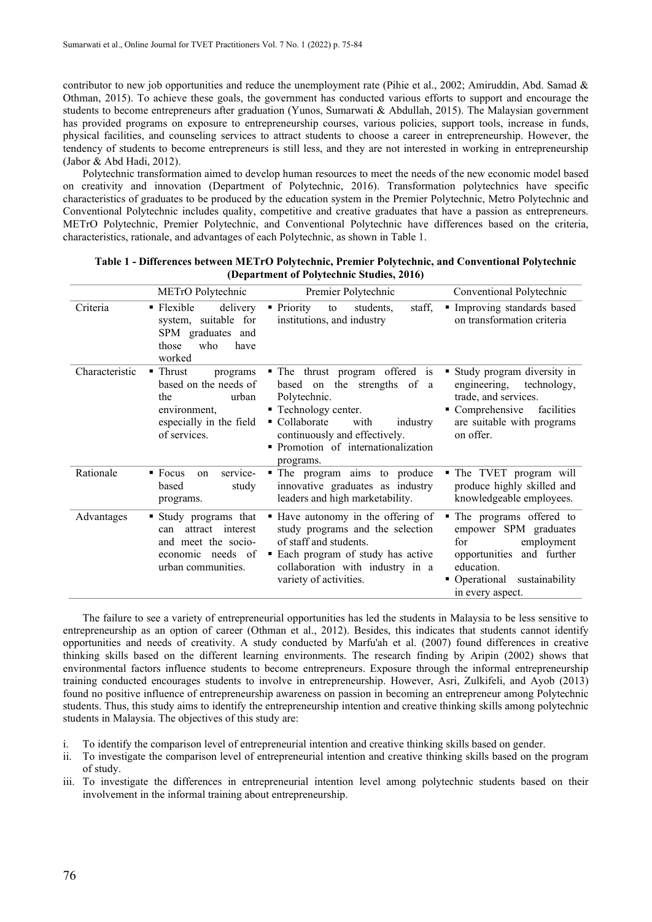contributor to new job opportunities and reduce the unemployment rate (Pihie et al., 2002; Amiruddin, Abd. Samad & Othman, 2015). To achieve these goals, the government has conducted various efforts to support and encourage the students to become entrepreneurs after graduation (Yunos, Sumarwati & Abdullah, 2015). The Malaysian government has provided programs on exposure to entrepreneurship courses, various policies, support tools, increase in funds, physical facilities, and counseling services to attract students to choose a career in entrepreneurship. However, the tendency of students to become entrepreneurs is still less, and they are not interested in working in entrepreneurship (Jabor & Abd Hadi, 2012).

Polytechnic transformation aimed to develop human resources to meet the needs of the new economic model based on creativity and innovation (Department of Polytechnic, 2016). Transformation polytechnics have specific characteristics of graduates to be produced by the education system in the Premier Polytechnic, Metro Polytechnic and Conventional Polytechnic includes quality, competitive and creative graduates that have a passion as entrepreneurs. METrO Polytechnic, Premier Polytechnic, and Conventional Polytechnic have differences based on the criteria, characteristics, rationale, and advantages of each Polytechnic, as shown in Table 1.

**Table 1 - Differences between METrO Polytechnic, Premier Polytechnic, and Conventional Polytechnic (Department of Polytechnic Studies, 2016)**

| | METrO Polytechnic | Premier Polytechnic | Conventional Polytechnic |
|---|---|---|---|
| Criteria | ▪ Flexible delivery system, suitable for SPM graduates and those who have worked | ▪ Priority to students, staff, institutions, and industry | ▪ Improving standards based on transformation criteria |
| Characteristic | ▪ Thrust programs based on the needs of the urban environment, especially in the field of services. | ▪ The thrust program offered is based on the strengths of a Polytechnic.<br>▪ Technology center.<br>▪ Collaborate with industry continuously and effectively.<br>▪ Promotion of internationalization programs. | ▪ Study program diversity in engineering, technology, trade, and services.<br>▪ Comprehensive facilities are suitable with programs on offer. |
| Rationale | ▪ Focus on service-based study programs. | ▪ The program aims to produce innovative graduates as industry leaders and high marketability. | ▪ The TVET program will produce highly skilled and knowledgeable employees. |
| Advantages | ▪ Study programs that can attract interest and meet the socio-economic needs of urban communities. | ▪ Have autonomy in the offering of study programs and the selection of staff and students.<br>▪ Each program of study has active collaboration with industry in a variety of activities. | ▪ The programs offered to empower SPM graduates for employment opportunities and further education.<br>▪ Operational sustainability in every aspect. |

The failure to see a variety of entrepreneurial opportunities has led the students in Malaysia to be less sensitive to entrepreneurship as an option of career (Othman et al., 2012). Besides, this indicates that students cannot identify opportunities and needs of creativity. A study conducted by Marfu'ah et al. (2007) found differences in creative thinking skills based on the different learning environments. The research finding by Aripin (2002) shows that environmental factors influence students to become entrepreneurs. Exposure through the informal entrepreneurship training conducted encourages students to involve in entrepreneurship. However, Asri, Zulkifeli, and Ayob (2013) found no positive influence of entrepreneurship awareness on passion in becoming an entrepreneur among Polytechnic students. Thus, this study aims to identify the entrepreneurship intention and creative thinking skills among polytechnic students in Malaysia. The objectives of this study are:

i. To identify the comparison level of entrepreneurial intention and creative thinking skills based on gender.
ii. To investigate the comparison level of entrepreneurial intention and creative thinking skills based on the program of study.
iii. To investigate the differences in entrepreneurial intention level among polytechnic students based on their involvement in the informal training about entrepreneurship.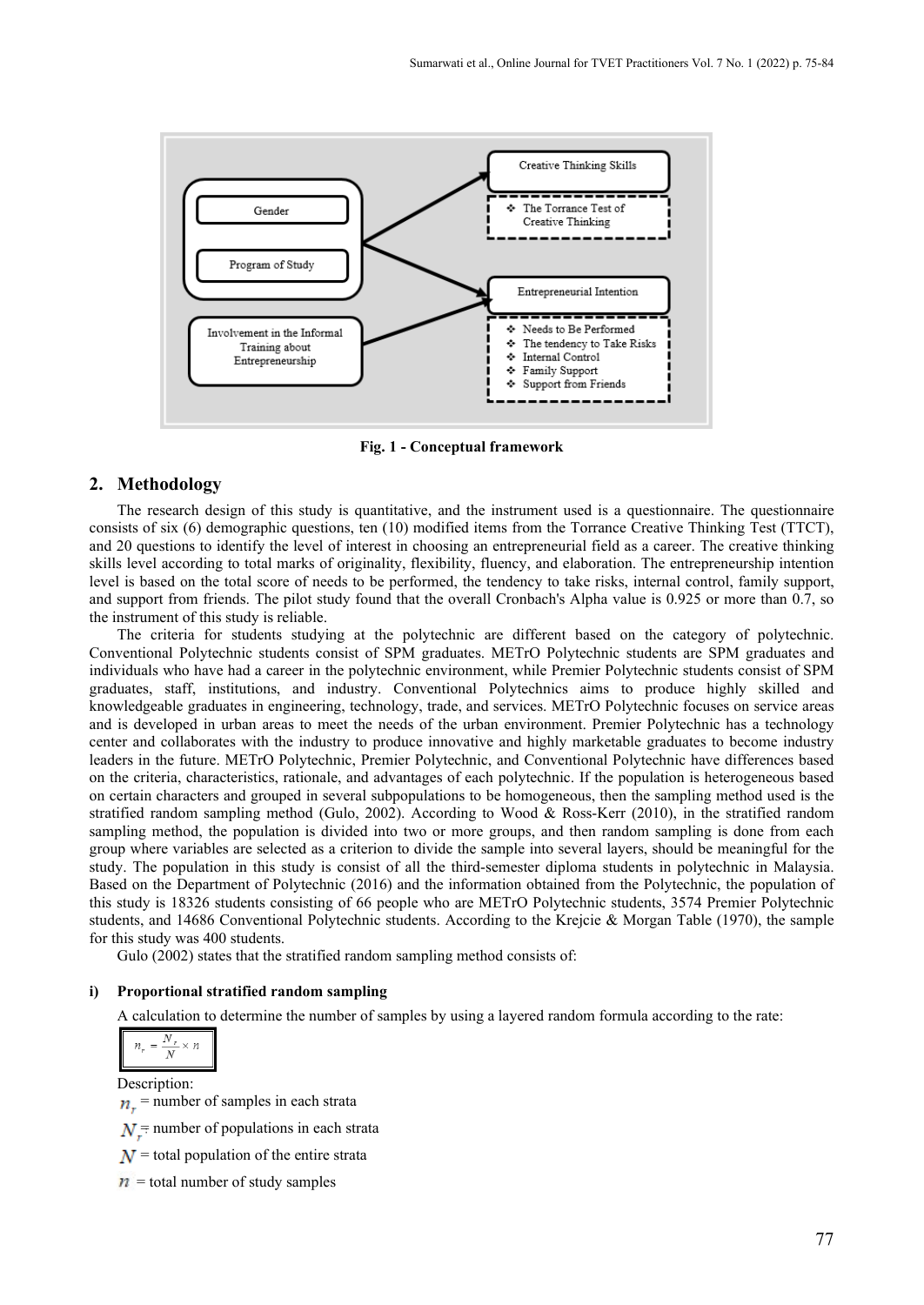Fig. 1 - Conceptual framework

## 2. Methodology

The research design of this study is quantitative, and the instrument used is a questionnaire. The questionnaire consists of six (6) demographic questions, ten (10) modified items from the Torrance Creative Thinking Test (TTCT), and 20 questions to identify the level of interest in choosing an entrepreneurial field as a career. The creative thinking skills level according to total marks of originality, flexibility, fluency, and elaboration. The entrepreneurship intention level is based on the total score of needs to be performed, the tendency to take risks, internal control, family support, and support from friends. The pilot study found that the overall Cronbach's Alpha value is 0.925 or more than 0.7, so the instrument of this study is reliable.

The criteria for students studying at the polytechnic are different based on the category of polytechnic. Conventional Polytechnic students consist of SPM graduates. METrO Polytechnic students are SPM graduates and individuals who have had a career in the polytechnic environment, while Premier Polytechnic students consist of SPM graduates, staff, institutions, and industry. Conventional Polytechnics aims to produce highly skilled and knowledgeable graduates in engineering, technology, trade, and services. METrO Polytechnic focuses on service areas and is developed in urban areas to meet the needs of the urban environment. Premier Polytechnic has a technology center and collaborates with the industry to produce innovative and highly marketable graduates to become industry leaders in the future. METrO Polytechnic, Premier Polytechnic, and Conventional Polytechnic have differences based on the criteria, characteristics, rationale, and advantages of each polytechnic. If the population is heterogeneous based on certain characters and grouped in several subpopulations to be homogeneous, then the sampling method used is the stratified random sampling method (Gulo, 2002). According to Wood & Ross-Kerr (2010), in the stratified random sampling method, the population is divided into two or more groups, and then random sampling is done from each group where variables are selected as a criterion to divide the sample into several layers, should be meaningful for the study. The population in this study is consist of all the third-semester diploma students in polytechnic in Malaysia. Based on the Department of Polytechnic (2016) and the information obtained from the Polytechnic, the population of this study is 18326 students consisting of 66 people who are METrO Polytechnic students, 3574 Premier Polytechnic students, and 14686 Conventional Polytechnic students. According to the Krejcie & Morgan Table (1970), the sample for this study was 400 students.

Gulo (2002) states that the stratified random sampling method consists of:

**i) Proportional stratified random sampling**

A calculation to determine the number of samples by using a layered random formula according to the rate:

$$n_r = \frac{N_r}{N} \times n$$

Description:

$n_r$ = number of samples in each strata

$N_r$ = number of populations in each strata

$N$ = total population of the entire strata

$n$ = total number of study samples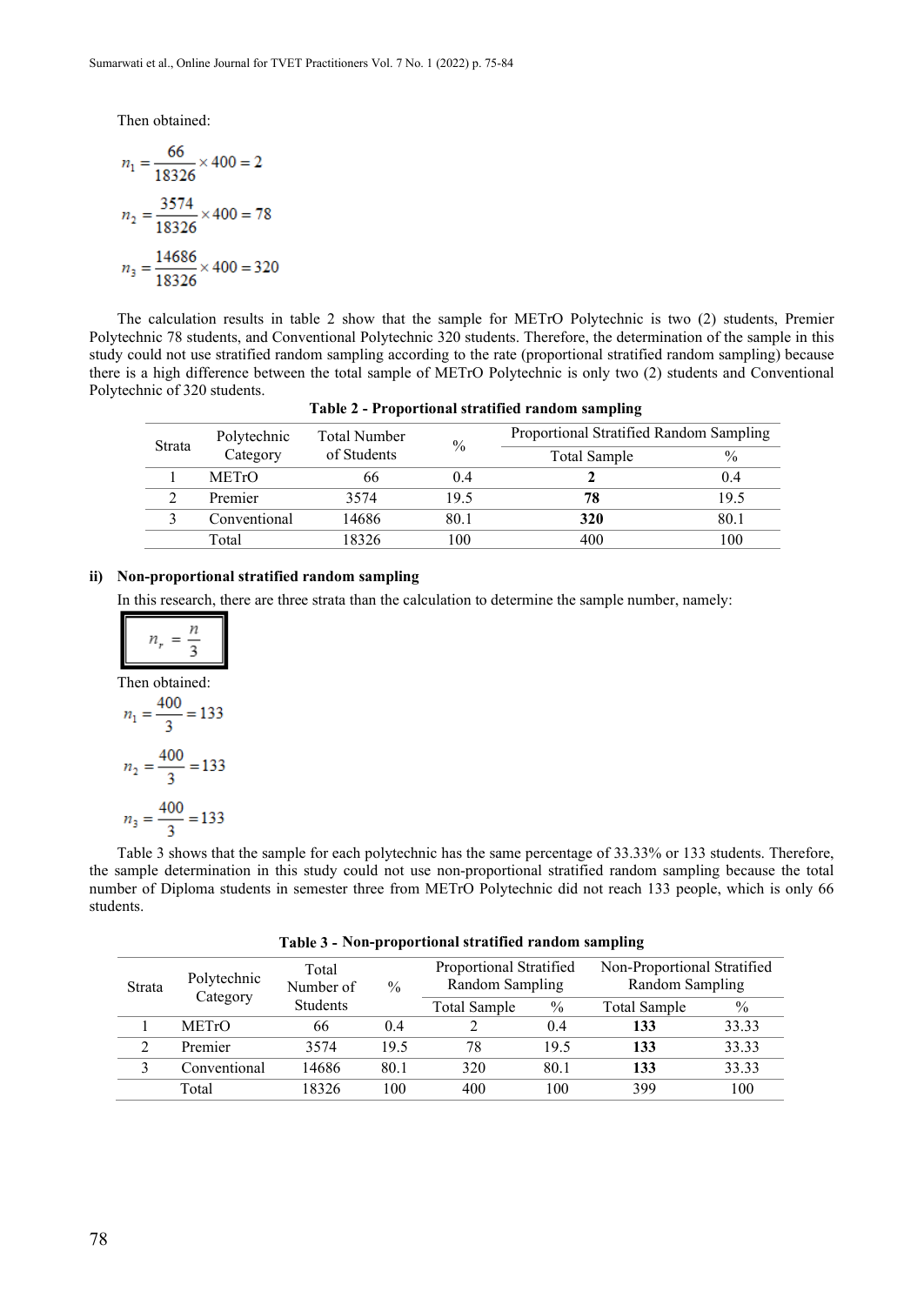Then obtained:

$$n_1 = \frac{66}{18326} \times 400 = 2$$

$$n_2 = \frac{3574}{18326} \times 400 = 78$$

$$n_3 = \frac{14686}{18326} \times 400 = 320$$

The calculation results in table 2 show that the sample for METrO Polytechnic is two (2) students, Premier Polytechnic 78 students, and Conventional Polytechnic 320 students. Therefore, the determination of the sample in this study could not use stratified random sampling according to the rate (proportional stratified random sampling) because there is a high difference between the total sample of METrO Polytechnic is only two (2) students and Conventional Polytechnic of 320 students.

**Table 2 - Proportional stratified random sampling**

| Strata | Polytechnic Category | Total Number of Students | % | Proportional Stratified Random Sampling | |
|---|---|---|---|---|---|
| | | | | Total Sample | % |
| 1 | METrO | 66 | 0.4 | **2** | 0.4 |
| 2 | Premier | 3574 | 19.5 | **78** | 19.5 |
| 3 | Conventional | 14686 | 80.1 | **320** | 80.1 |
| | Total | 18326 | 100 | 400 | 100 |

**ii) Non-proportional stratified random sampling**

In this research, there are three strata than the calculation to determine the sample number, namely:

$$n_r = \frac{n}{3}$$

Then obtained:

$$n_1 = \frac{400}{3} = 133$$

$$n_2 = \frac{400}{3} = 133$$

$$n_3 = \frac{400}{3} = 133$$

Table 3 shows that the sample for each polytechnic has the same percentage of 33.33% or 133 students. Therefore, the sample determination in this study could not use non-proportional stratified random sampling because the total number of Diploma students in semester three from METrO Polytechnic did not reach 133 people, which is only 66 students.

**Table 3 - Non-proportional stratified random sampling**

| Strata | Polytechnic Category | Total Number of Students | % | Proportional Stratified Random Sampling | | Non-Proportional Stratified Random Sampling | |
|---|---|---|---|---|---|---|---|
| | | | | Total Sample | % | Total Sample | % |
| 1 | METrO | 66 | 0.4 | 2 | 0.4 | **133** | 33.33 |
| 2 | Premier | 3574 | 19.5 | 78 | 19.5 | **133** | 33.33 |
| 3 | Conventional | 14686 | 80.1 | 320 | 80.1 | **133** | 33.33 |
| | Total | 18326 | 100 | 400 | 100 | 399 | 100 |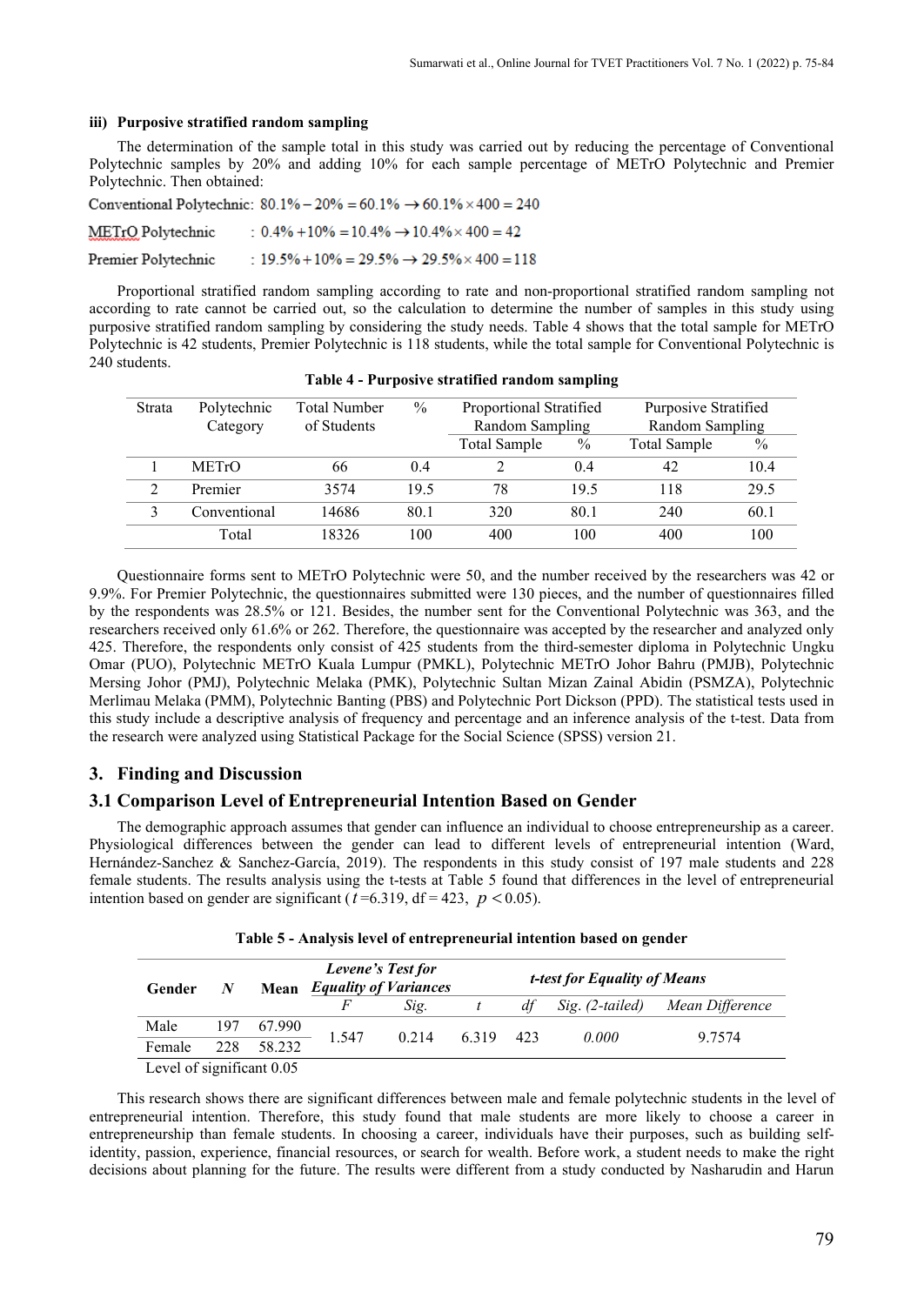#### iii) Purposive stratified random sampling

The determination of the sample total in this study was carried out by reducing the percentage of Conventional Polytechnic samples by 20% and adding 10% for each sample percentage of METrO Polytechnic and Premier Polytechnic. Then obtained:

Conventional Polytechnic: $80.1\% - 20\% = 60.1\% \rightarrow 60.1\% \times 400 = 240$

METrO Polytechnic : $0.4\% + 10\% = 10.4\% \rightarrow 10.4\% \times 400 = 42$

Premier Polytechnic : $19.5\% + 10\% = 29.5\% \rightarrow 29.5\% \times 400 = 118$

Proportional stratified random sampling according to rate and non-proportional stratified random sampling not according to rate cannot be carried out, so the calculation to determine the number of samples in this study using purposive stratified random sampling by considering the study needs. Table 4 shows that the total sample for METrO Polytechnic is 42 students, Premier Polytechnic is 118 students, while the total sample for Conventional Polytechnic is 240 students.

**Table 4 - Purposive stratified random sampling**

| Strata | Polytechnic Category | Total Number of Students | % | Proportional Stratified Random Sampling | | Purposive Stratified Random Sampling | |
|---|---|---|---|---|---|---|---|
| | | | | Total Sample | % | Total Sample | % |
| 1 | METrO | 66 | 0.4 | 2 | 0.4 | 42 | 10.4 |
| 2 | Premier | 3574 | 19.5 | 78 | 19.5 | 118 | 29.5 |
| 3 | Conventional | 14686 | 80.1 | 320 | 80.1 | 240 | 60.1 |
| | Total | 18326 | 100 | 400 | 100 | 400 | 100 |

Questionnaire forms sent to METrO Polytechnic were 50, and the number received by the researchers was 42 or 9.9%. For Premier Polytechnic, the questionnaires submitted were 130 pieces, and the number of questionnaires filled by the respondents was 28.5% or 121. Besides, the number sent for the Conventional Polytechnic was 363, and the researchers received only 61.6% or 262. Therefore, the questionnaire was accepted by the researcher and analyzed only 425. Therefore, the respondents only consist of 425 students from the third-semester diploma in Polytechnic Ungku Omar (PUO), Polytechnic METrO Kuala Lumpur (PMKL), Polytechnic METrO Johor Bahru (PMJB), Polytechnic Mersing Johor (PMJ), Polytechnic Melaka (PMK), Polytechnic Sultan Mizan Zainal Abidin (PSMZA), Polytechnic Merlimau Melaka (PMM), Polytechnic Banting (PBS) and Polytechnic Port Dickson (PPD). The statistical tests used in this study include a descriptive analysis of frequency and percentage and an inference analysis of the t-test. Data from the research were analyzed using Statistical Package for the Social Science (SPSS) version 21.

## 3. Finding and Discussion

### 3.1 Comparison Level of Entrepreneurial Intention Based on Gender

The demographic approach assumes that gender can influence an individual to choose entrepreneurship as a career. Physiological differences between the gender can lead to different levels of entrepreneurial intention (Ward, Hernández-Sanchez & Sanchez-García, 2019). The respondents in this study consist of 197 male students and 228 female students. The results analysis using the t-tests at Table 5 found that differences in the level of entrepreneurial intention based on gender are significant ($t$=6.319, df = 423, $p < 0.05$).

**Table 5 - Analysis level of entrepreneurial intention based on gender**

| Gender | N | Mean | *Levene's Test for Equality of Variances* | | *t-test for Equality of Means* | | | |
|---|---|---|---|---|---|---|---|---|
| | | | *F* | *Sig.* | *t* | *df* | *Sig. (2-tailed)* | *Mean Difference* |
| Male | 197 | 67.990 | 1.547 | 0.214 | 6.319 | 423 | *0.000* | 9.7574 |
| Female | 228 | 58.232 | | | | | | |

Level of significant 0.05

This research shows there are significant differences between male and female polytechnic students in the level of entrepreneurial intention. Therefore, this study found that male students are more likely to choose a career in entrepreneurship than female students. In choosing a career, individuals have their purposes, such as building self-identity, passion, experience, financial resources, or search for wealth. Before work, a student needs to make the right decisions about planning for the future. The results were different from a study conducted by Nasharudin and Harun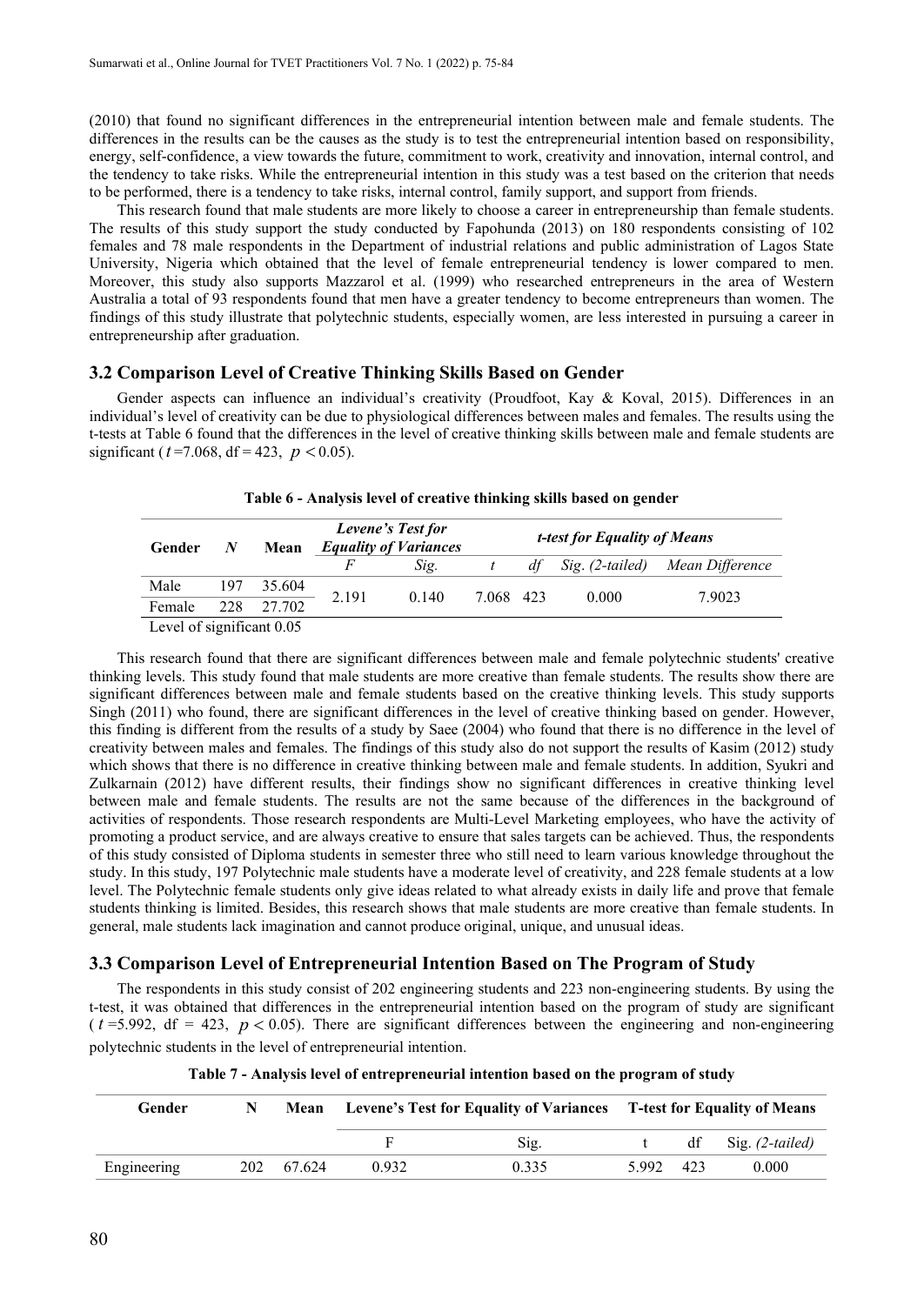(2010) that found no significant differences in the entrepreneurial intention between male and female students. The differences in the results can be the causes as the study is to test the entrepreneurial intention based on responsibility, energy, self-confidence, a view towards the future, commitment to work, creativity and innovation, internal control, and the tendency to take risks. While the entrepreneurial intention in this study was a test based on the criterion that needs to be performed, there is a tendency to take risks, internal control, family support, and support from friends.

This research found that male students are more likely to choose a career in entrepreneurship than female students. The results of this study support the study conducted by Fapohunda (2013) on 180 respondents consisting of 102 females and 78 male respondents in the Department of industrial relations and public administration of Lagos State University, Nigeria which obtained that the level of female entrepreneurial tendency is lower compared to men. Moreover, this study also supports Mazzarol et al. (1999) who researched entrepreneurs in the area of Western Australia a total of 93 respondents found that men have a greater tendency to become entrepreneurs than women. The findings of this study illustrate that polytechnic students, especially women, are less interested in pursuing a career in entrepreneurship after graduation.

## 3.2 Comparison Level of Creative Thinking Skills Based on Gender

Gender aspects can influence an individual's creativity (Proudfoot, Kay & Koval, 2015). Differences in an individual's level of creativity can be due to physiological differences between males and females. The results using the t-tests at Table 6 found that the differences in the level of creative thinking skills between male and female students are significant ($t$ =7.068, df = 423, $p < 0.05$).

**Table 6 - Analysis level of creative thinking skills based on gender**

| Gender | *N* | Mean | *Levene's Test for Equality of Variances* | | *t-test for Equality of Means* | | | |
|---|---|---|---|---|---|---|---|---|
| | | | *F* | *Sig.* | *t* | *df* | *Sig. (2-tailed)* | *Mean Difference* |
| Male | 197 | 35.604 | 2.191 | 0.140 | 7.068 | 423 | 0.000 | 7.9023 |
| Female | 228 | 27.702 | | | | | | |

Level of significant 0.05

This research found that there are significant differences between male and female polytechnic students' creative thinking levels. This study found that male students are more creative than female students. The results show there are significant differences between male and female students based on the creative thinking levels. This study supports Singh (2011) who found, there are significant differences in the level of creative thinking based on gender. However, this finding is different from the results of a study by Saee (2004) who found that there is no difference in the level of creativity between males and females. The findings of this study also do not support the results of Kasim (2012) study which shows that there is no difference in creative thinking between male and female students. In addition, Syukri and Zulkarnain (2012) have different results, their findings show no significant differences in creative thinking level between male and female students. The results are not the same because of the differences in the background of activities of respondents. Those research respondents are Multi-Level Marketing employees, who have the activity of promoting a product service, and are always creative to ensure that sales targets can be achieved. Thus, the respondents of this study consisted of Diploma students in semester three who still need to learn various knowledge throughout the study. In this study, 197 Polytechnic male students have a moderate level of creativity, and 228 female students at a low level. The Polytechnic female students only give ideas related to what already exists in daily life and prove that female students thinking is limited. Besides, this research shows that male students are more creative than female students. In general, male students lack imagination and cannot produce original, unique, and unusual ideas.

## 3.3 Comparison Level of Entrepreneurial Intention Based on The Program of Study

The respondents in this study consist of 202 engineering students and 223 non-engineering students. By using the t-test, it was obtained that differences in the entrepreneurial intention based on the program of study are significant ($t$ =5.992, df = 423, $p < 0.05$). There are significant differences between the engineering and non-engineering polytechnic students in the level of entrepreneurial intention.

**Table 7 - Analysis level of entrepreneurial intention based on the program of study**

| Gender | N | Mean | Levene's Test for Equality of Variances | | T-test for Equality of Means | | |
|---|---|---|---|---|---|---|---|
| | | | F | Sig. | t | df | Sig. *(2-tailed)* |
| Engineering | 202 | 67.624 | 0.932 | 0.335 | 5.992 | 423 | 0.000 |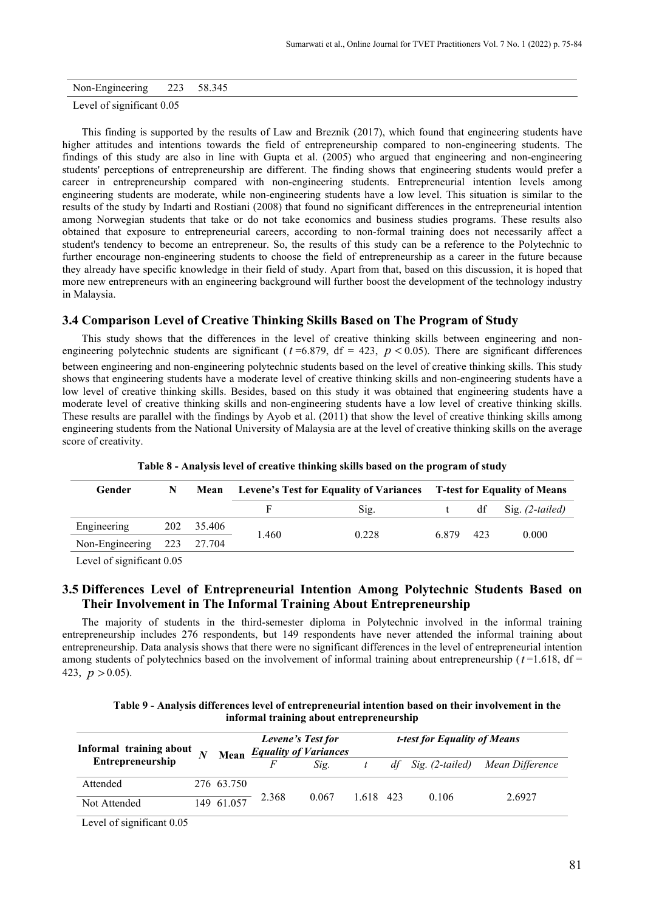| Non-Engineering | 223 | 58.345 |
| --- | --- | --- |

Level of significant 0.05

This finding is supported by the results of Law and Breznik (2017), which found that engineering students have higher attitudes and intentions towards the field of entrepreneurship compared to non-engineering students. The findings of this study are also in line with Gupta et al. (2005) who argued that engineering and non-engineering students' perceptions of entrepreneurship are different. The finding shows that engineering students would prefer a career in entrepreneurship compared with non-engineering students. Entrepreneurial intention levels among engineering students are moderate, while non-engineering students have a low level. This situation is similar to the results of the study by Indarti and Rostiani (2008) that found no significant differences in the entrepreneurial intention among Norwegian students that take or do not take economics and business studies programs. These results also obtained that exposure to entrepreneurial careers, according to non-formal training does not necessarily affect a student's tendency to become an entrepreneur. So, the results of this study can be a reference to the Polytechnic to further encourage non-engineering students to choose the field of entrepreneurship as a career in the future because they already have specific knowledge in their field of study. Apart from that, based on this discussion, it is hoped that more new entrepreneurs with an engineering background will further boost the development of the technology industry in Malaysia.

### 3.4 Comparison Level of Creative Thinking Skills Based on The Program of Study

This study shows that the differences in the level of creative thinking skills between engineering and non-engineering polytechnic students are significant ($t$=6.879, df = 423, $p < 0.05$). There are significant differences between engineering and non-engineering polytechnic students based on the level of creative thinking skills. This study shows that engineering students have a moderate level of creative thinking skills and non-engineering students have a low level of creative thinking skills. Besides, based on this study it was obtained that engineering students have a moderate level of creative thinking skills and non-engineering students have a low level of creative thinking skills. These results are parallel with the findings by Ayob et al. (2011) that show the level of creative thinking skills among engineering students from the National University of Malaysia are at the level of creative thinking skills on the average score of creativity.

**Table 8 - Analysis level of creative thinking skills based on the program of study**

| Gender | N | Mean | Levene's Test for Equality of Variances | | T-test for Equality of Means | | |
| --- | --- | --- | --- | --- | --- | --- | --- |
| | | | F | Sig. | t | df | Sig. *(2-tailed)* |
| Engineering | 202 | 35.406 | 1.460 | 0.228 | 6.879 | 423 | 0.000 |
| Non-Engineering | 223 | 27.704 | | | | | |

Level of significant 0.05

### 3.5 Differences Level of Entrepreneurial Intention Among Polytechnic Students Based on Their Involvement in The Informal Training About Entrepreneurship

The majority of students in the third-semester diploma in Polytechnic involved in the informal training entrepreneurship includes 276 respondents, but 149 respondents have never attended the informal training about entrepreneurship. Data analysis shows that there were no significant differences in the level of entrepreneurial intention among students of polytechnics based on the involvement of informal training about entrepreneurship ($t$=1.618, df = 423, $p > 0.05$).

**Table 9 - Analysis differences level of entrepreneurial intention based on their involvement in the informal training about entrepreneurship**

| Informal training about Entrepreneurship | N | Mean | *Levene's Test for Equality of Variances* | | *t-test for Equality of Means* | | | |
| --- | --- | --- | --- | --- | --- | --- | --- | --- |
| | | | *F* | *Sig.* | *t* | *df* | *Sig. (2-tailed)* | *Mean Difference* |
| Attended | 276 | 63.750 | 2.368 | 0.067 | 1.618 | 423 | 0.106 | 2.6927 |
| Not Attended | 149 | 61.057 | | | | | | |

Level of significant 0.05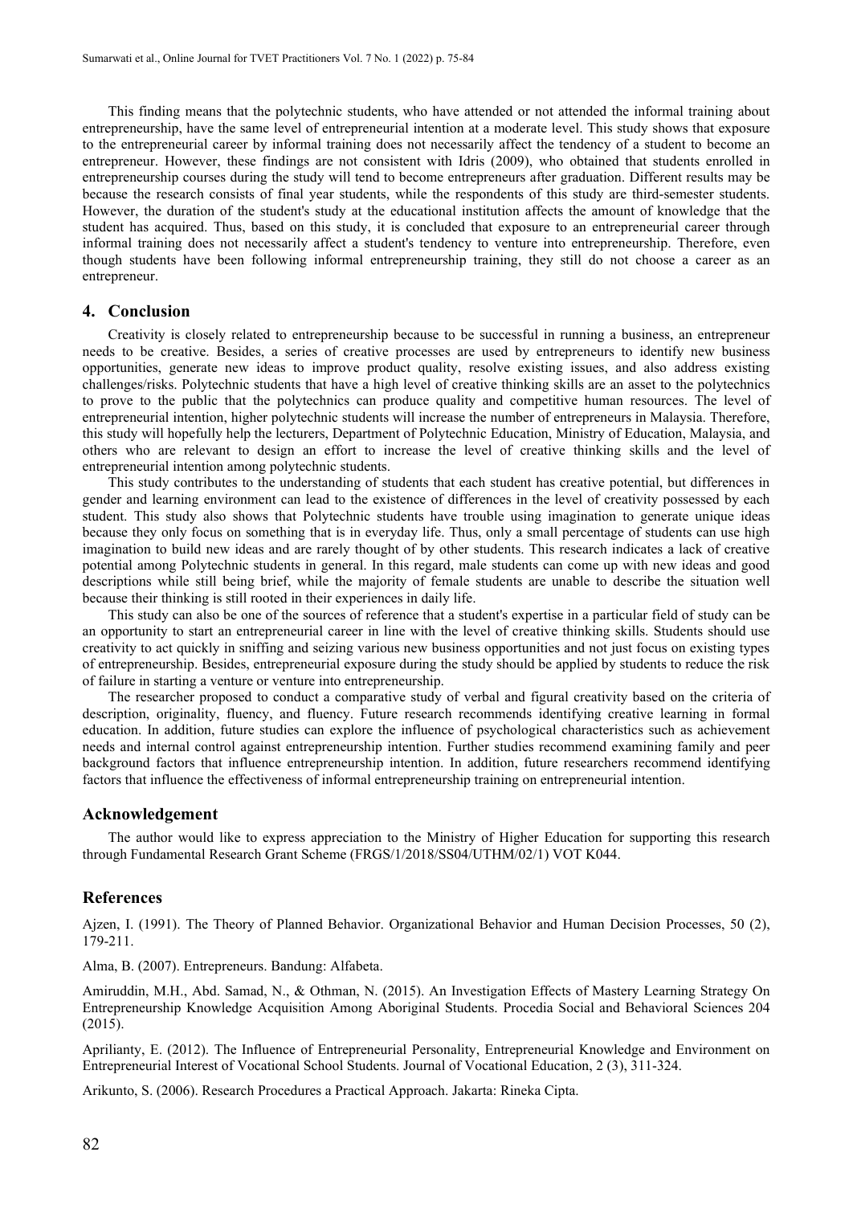This finding means that the polytechnic students, who have attended or not attended the informal training about entrepreneurship, have the same level of entrepreneurial intention at a moderate level. This study shows that exposure to the entrepreneurial career by informal training does not necessarily affect the tendency of a student to become an entrepreneur. However, these findings are not consistent with Idris (2009), who obtained that students enrolled in entrepreneurship courses during the study will tend to become entrepreneurs after graduation. Different results may be because the research consists of final year students, while the respondents of this study are third-semester students. However, the duration of the student's study at the educational institution affects the amount of knowledge that the student has acquired. Thus, based on this study, it is concluded that exposure to an entrepreneurial career through informal training does not necessarily affect a student's tendency to venture into entrepreneurship. Therefore, even though students have been following informal entrepreneurship training, they still do not choose a career as an entrepreneur.

## 4. Conclusion

Creativity is closely related to entrepreneurship because to be successful in running a business, an entrepreneur needs to be creative. Besides, a series of creative processes are used by entrepreneurs to identify new business opportunities, generate new ideas to improve product quality, resolve existing issues, and also address existing challenges/risks. Polytechnic students that have a high level of creative thinking skills are an asset to the polytechnics to prove to the public that the polytechnics can produce quality and competitive human resources. The level of entrepreneurial intention, higher polytechnic students will increase the number of entrepreneurs in Malaysia. Therefore, this study will hopefully help the lecturers, Department of Polytechnic Education, Ministry of Education, Malaysia, and others who are relevant to design an effort to increase the level of creative thinking skills and the level of entrepreneurial intention among polytechnic students.

This study contributes to the understanding of students that each student has creative potential, but differences in gender and learning environment can lead to the existence of differences in the level of creativity possessed by each student. This study also shows that Polytechnic students have trouble using imagination to generate unique ideas because they only focus on something that is in everyday life. Thus, only a small percentage of students can use high imagination to build new ideas and are rarely thought of by other students. This research indicates a lack of creative potential among Polytechnic students in general. In this regard, male students can come up with new ideas and good descriptions while still being brief, while the majority of female students are unable to describe the situation well because their thinking is still rooted in their experiences in daily life.

This study can also be one of the sources of reference that a student's expertise in a particular field of study can be an opportunity to start an entrepreneurial career in line with the level of creative thinking skills. Students should use creativity to act quickly in sniffing and seizing various new business opportunities and not just focus on existing types of entrepreneurship. Besides, entrepreneurial exposure during the study should be applied by students to reduce the risk of failure in starting a venture or venture into entrepreneurship.

The researcher proposed to conduct a comparative study of verbal and figural creativity based on the criteria of description, originality, fluency, and fluency. Future research recommends identifying creative learning in formal education. In addition, future studies can explore the influence of psychological characteristics such as achievement needs and internal control against entrepreneurship intention. Further studies recommend examining family and peer background factors that influence entrepreneurship intention. In addition, future researchers recommend identifying factors that influence the effectiveness of informal entrepreneurship training on entrepreneurial intention.

## Acknowledgement

The author would like to express appreciation to the Ministry of Higher Education for supporting this research through Fundamental Research Grant Scheme (FRGS/1/2018/SS04/UTHM/02/1) VOT K044.

## References

Ajzen, I. (1991). The Theory of Planned Behavior. Organizational Behavior and Human Decision Processes, 50 (2), 179-211.

Alma, B. (2007). Entrepreneurs. Bandung: Alfabeta.

Amiruddin, M.H., Abd. Samad, N., & Othman, N. (2015). An Investigation Effects of Mastery Learning Strategy On Entrepreneurship Knowledge Acquisition Among Aboriginal Students. Procedia Social and Behavioral Sciences 204 (2015).

Aprilianty, E. (2012). The Influence of Entrepreneurial Personality, Entrepreneurial Knowledge and Environment on Entrepreneurial Interest of Vocational School Students. Journal of Vocational Education, 2 (3), 311-324.

Arikunto, S. (2006). Research Procedures a Practical Approach. Jakarta: Rineka Cipta.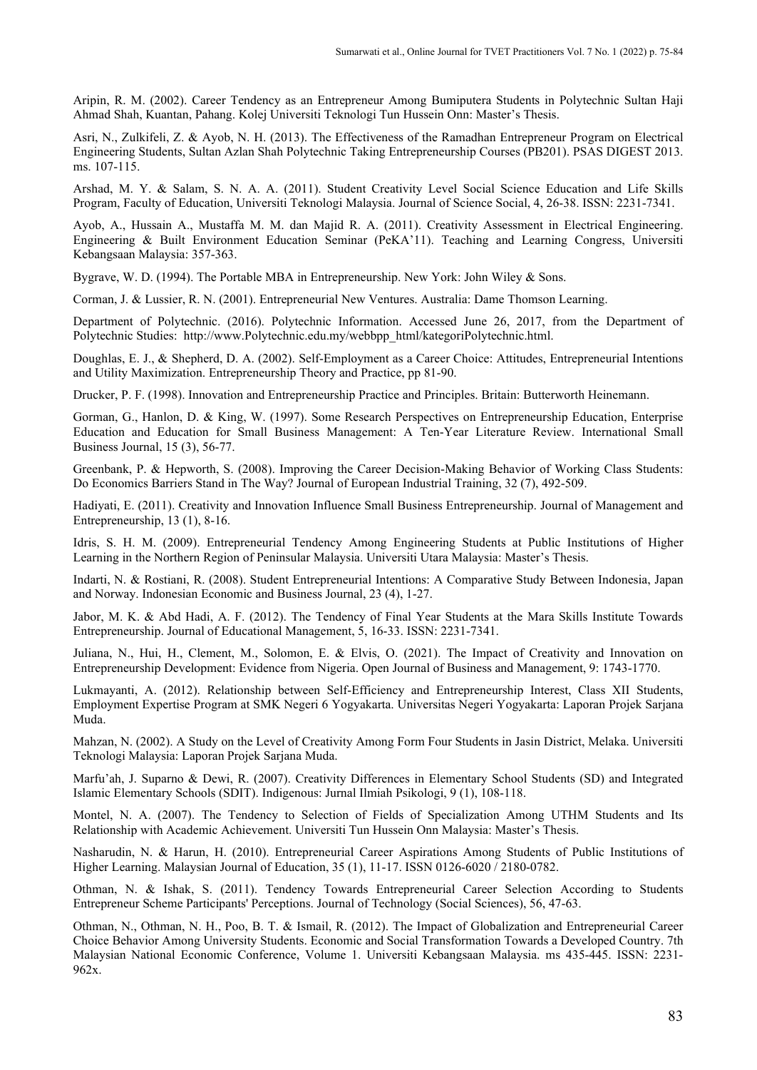Aripin, R. M. (2002). Career Tendency as an Entrepreneur Among Bumiputera Students in Polytechnic Sultan Haji Ahmad Shah, Kuantan, Pahang. Kolej Universiti Teknologi Tun Hussein Onn: Master's Thesis.

Asri, N., Zulkifeli, Z. & Ayob, N. H. (2013). The Effectiveness of the Ramadhan Entrepreneur Program on Electrical Engineering Students, Sultan Azlan Shah Polytechnic Taking Entrepreneurship Courses (PB201). PSAS DIGEST 2013. ms. 107-115.

Arshad, M. Y. & Salam, S. N. A. A. (2011). Student Creativity Level Social Science Education and Life Skills Program, Faculty of Education, Universiti Teknologi Malaysia. Journal of Science Social, 4, 26-38. ISSN: 2231-7341.

Ayob, A., Hussain A., Mustaffa M. M. dan Majid R. A. (2011). Creativity Assessment in Electrical Engineering. Engineering & Built Environment Education Seminar (PeKA'11). Teaching and Learning Congress, Universiti Kebangsaan Malaysia: 357-363.

Bygrave, W. D. (1994). The Portable MBA in Entrepreneurship. New York: John Wiley & Sons.

Corman, J. & Lussier, R. N. (2001). Entrepreneurial New Ventures. Australia: Dame Thomson Learning.

Department of Polytechnic. (2016). Polytechnic Information. Accessed June 26, 2017, from the Department of Polytechnic Studies: http://www.Polytechnic.edu.my/webbpp_html/kategoriPolytechnic.html.

Doughlas, E. J., & Shepherd, D. A. (2002). Self-Employment as a Career Choice: Attitudes, Entrepreneurial Intentions and Utility Maximization. Entrepreneurship Theory and Practice, pp 81-90.

Drucker, P. F. (1998). Innovation and Entrepreneurship Practice and Principles. Britain: Butterworth Heinemann.

Gorman, G., Hanlon, D. & King, W. (1997). Some Research Perspectives on Entrepreneurship Education, Enterprise Education and Education for Small Business Management: A Ten-Year Literature Review. International Small Business Journal, 15 (3), 56-77.

Greenbank, P. & Hepworth, S. (2008). Improving the Career Decision-Making Behavior of Working Class Students: Do Economics Barriers Stand in The Way? Journal of European Industrial Training, 32 (7), 492-509.

Hadiyati, E. (2011). Creativity and Innovation Influence Small Business Entrepreneurship. Journal of Management and Entrepreneurship, 13 (1), 8-16.

Idris, S. H. M. (2009). Entrepreneurial Tendency Among Engineering Students at Public Institutions of Higher Learning in the Northern Region of Peninsular Malaysia. Universiti Utara Malaysia: Master's Thesis.

Indarti, N. & Rostiani, R. (2008). Student Entrepreneurial Intentions: A Comparative Study Between Indonesia, Japan and Norway. Indonesian Economic and Business Journal, 23 (4), 1-27.

Jabor, M. K. & Abd Hadi, A. F. (2012). The Tendency of Final Year Students at the Mara Skills Institute Towards Entrepreneurship. Journal of Educational Management, 5, 16-33. ISSN: 2231-7341.

Juliana, N., Hui, H., Clement, M., Solomon, E. & Elvis, O. (2021). The Impact of Creativity and Innovation on Entrepreneurship Development: Evidence from Nigeria. Open Journal of Business and Management, 9: 1743-1770.

Lukmayanti, A. (2012). Relationship between Self-Efficiency and Entrepreneurship Interest, Class XII Students, Employment Expertise Program at SMK Negeri 6 Yogyakarta. Universitas Negeri Yogyakarta: Laporan Projek Sarjana Muda.

Mahzan, N. (2002). A Study on the Level of Creativity Among Form Four Students in Jasin District, Melaka. Universiti Teknologi Malaysia: Laporan Projek Sarjana Muda.

Marfu'ah, J. Suparno & Dewi, R. (2007). Creativity Differences in Elementary School Students (SD) and Integrated Islamic Elementary Schools (SDIT). Indigenous: Jurnal Ilmiah Psikologi, 9 (1), 108-118.

Montel, N. A. (2007). The Tendency to Selection of Fields of Specialization Among UTHM Students and Its Relationship with Academic Achievement. Universiti Tun Hussein Onn Malaysia: Master's Thesis.

Nasharudin, N. & Harun, H. (2010). Entrepreneurial Career Aspirations Among Students of Public Institutions of Higher Learning. Malaysian Journal of Education, 35 (1), 11-17. ISSN 0126-6020 / 2180-0782.

Othman, N. & Ishak, S. (2011). Tendency Towards Entrepreneurial Career Selection According to Students Entrepreneur Scheme Participants' Perceptions. Journal of Technology (Social Sciences), 56, 47-63.

Othman, N., Othman, N. H., Poo, B. T. & Ismail, R. (2012). The Impact of Globalization and Entrepreneurial Career Choice Behavior Among University Students. Economic and Social Transformation Towards a Developed Country. 7th Malaysian National Economic Conference, Volume 1. Universiti Kebangsaan Malaysia. ms 435-445. ISSN: 2231-962x.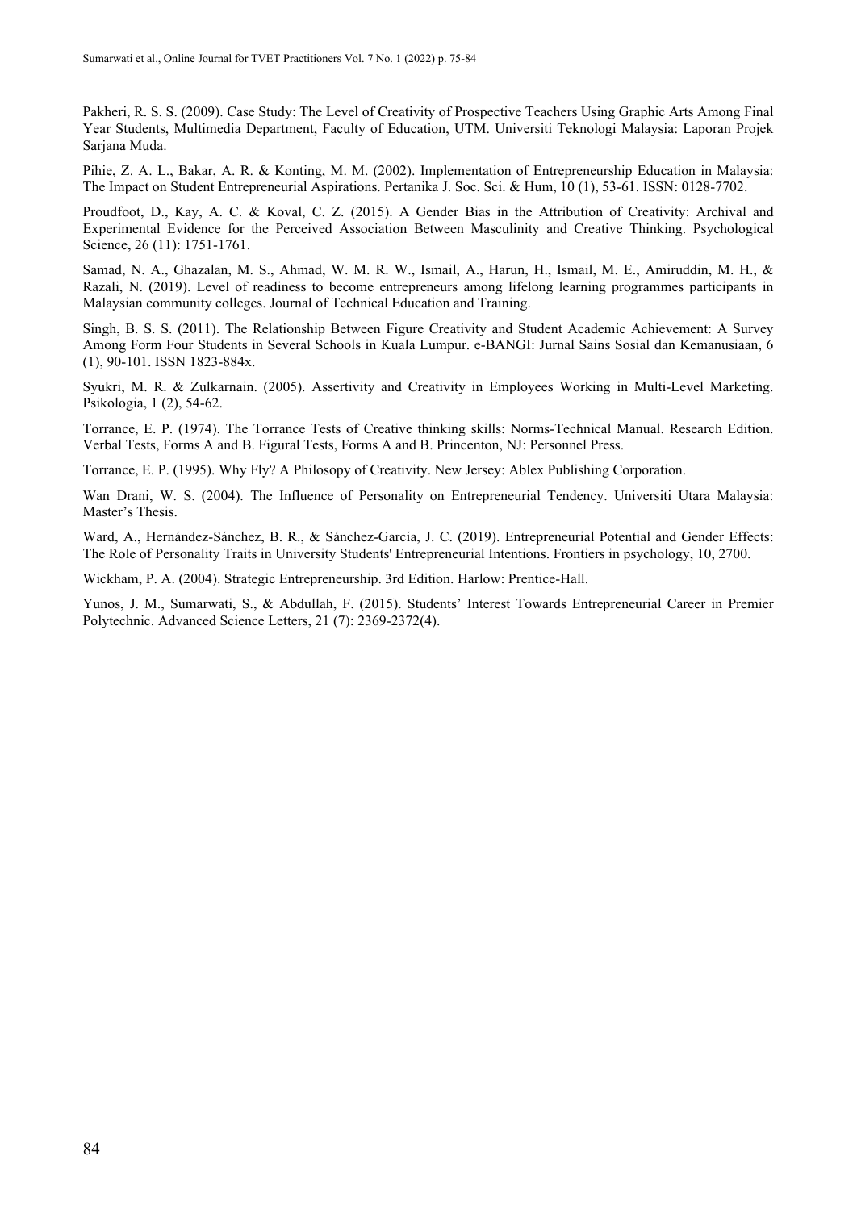Pakheri, R. S. S. (2009). Case Study: The Level of Creativity of Prospective Teachers Using Graphic Arts Among Final Year Students, Multimedia Department, Faculty of Education, UTM. Universiti Teknologi Malaysia: Laporan Projek Sarjana Muda.

Pihie, Z. A. L., Bakar, A. R. & Konting, M. M. (2002). Implementation of Entrepreneurship Education in Malaysia: The Impact on Student Entrepreneurial Aspirations. Pertanika J. Soc. Sci. & Hum, 10 (1), 53-61. ISSN: 0128-7702.

Proudfoot, D., Kay, A. C. & Koval, C. Z. (2015). A Gender Bias in the Attribution of Creativity: Archival and Experimental Evidence for the Perceived Association Between Masculinity and Creative Thinking. Psychological Science, 26 (11): 1751-1761.

Samad, N. A., Ghazalan, M. S., Ahmad, W. M. R. W., Ismail, A., Harun, H., Ismail, M. E., Amiruddin, M. H., & Razali, N. (2019). Level of readiness to become entrepreneurs among lifelong learning programmes participants in Malaysian community colleges. Journal of Technical Education and Training.

Singh, B. S. S. (2011). The Relationship Between Figure Creativity and Student Academic Achievement: A Survey Among Form Four Students in Several Schools in Kuala Lumpur. e-BANGI: Jurnal Sains Sosial dan Kemanusiaan, 6 (1), 90-101. ISSN 1823-884x.

Syukri, M. R. & Zulkarnain. (2005). Assertivity and Creativity in Employees Working in Multi-Level Marketing. Psikologia, 1 (2), 54-62.

Torrance, E. P. (1974). The Torrance Tests of Creative thinking skills: Norms-Technical Manual. Research Edition. Verbal Tests, Forms A and B. Figural Tests, Forms A and B. Princenton, NJ: Personnel Press.

Torrance, E. P. (1995). Why Fly? A Philosopy of Creativity. New Jersey: Ablex Publishing Corporation.

Wan Drani, W. S. (2004). The Influence of Personality on Entrepreneurial Tendency. Universiti Utara Malaysia: Master's Thesis.

Ward, A., Hernández-Sánchez, B. R., & Sánchez-García, J. C. (2019). Entrepreneurial Potential and Gender Effects: The Role of Personality Traits in University Students' Entrepreneurial Intentions. Frontiers in psychology, 10, 2700.

Wickham, P. A. (2004). Strategic Entrepreneurship. 3rd Edition. Harlow: Prentice-Hall.

Yunos, J. M., Sumarwati, S., & Abdullah, F. (2015). Students' Interest Towards Entrepreneurial Career in Premier Polytechnic. Advanced Science Letters, 21 (7): 2369-2372(4).